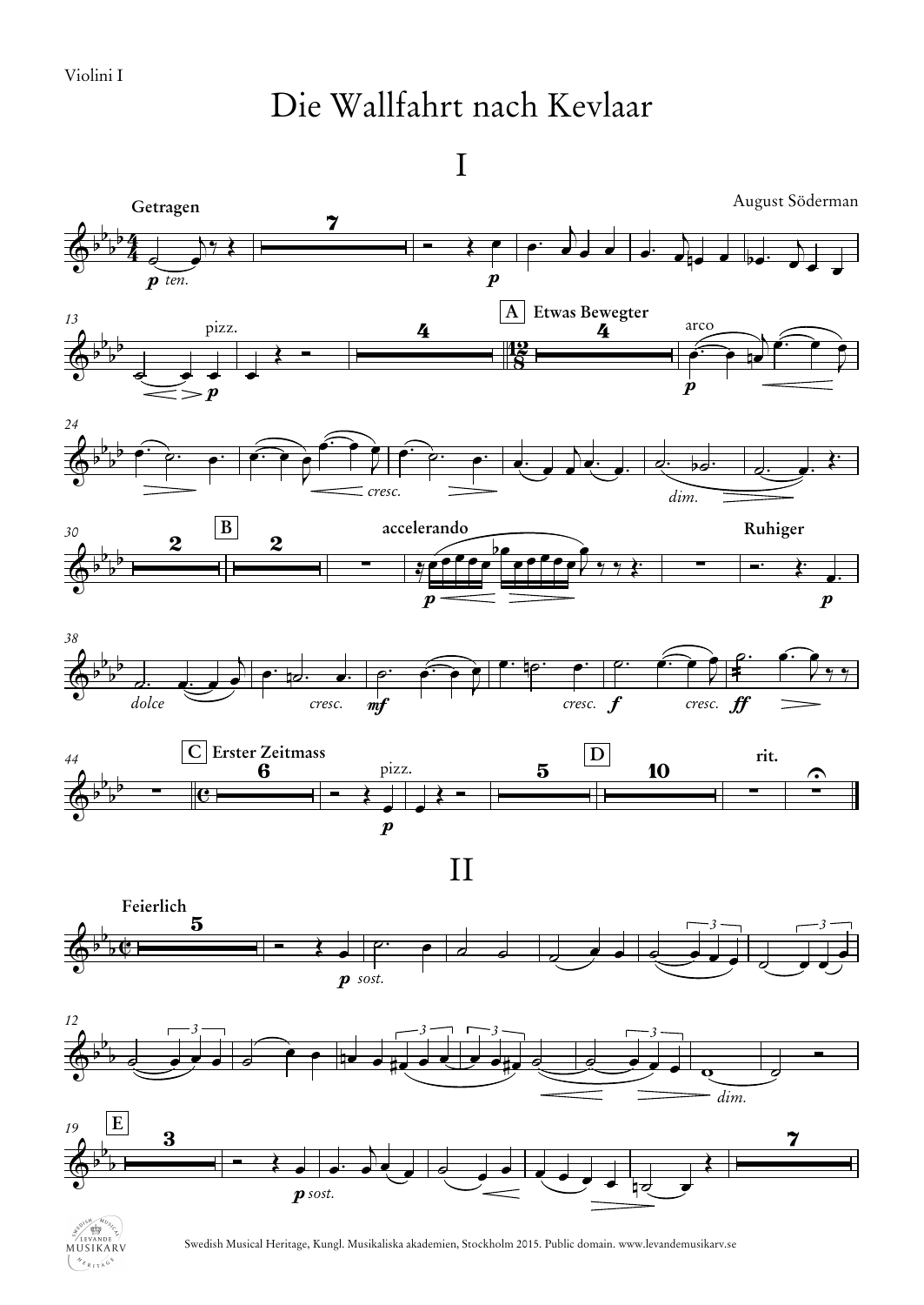Violini I

# Die Wallfahrt nach Kevlaar

## I

August Söderman

Getragen

A Etwas Bewegter

B accelerando Ruhiger

C Erster Zeitmass

D rit.

## II

Feierlich

E

Swedish Musical Heritage, Kungl. Musikaliska akademien, Stockholm 2015. Public domain. www.levandemusikarv.se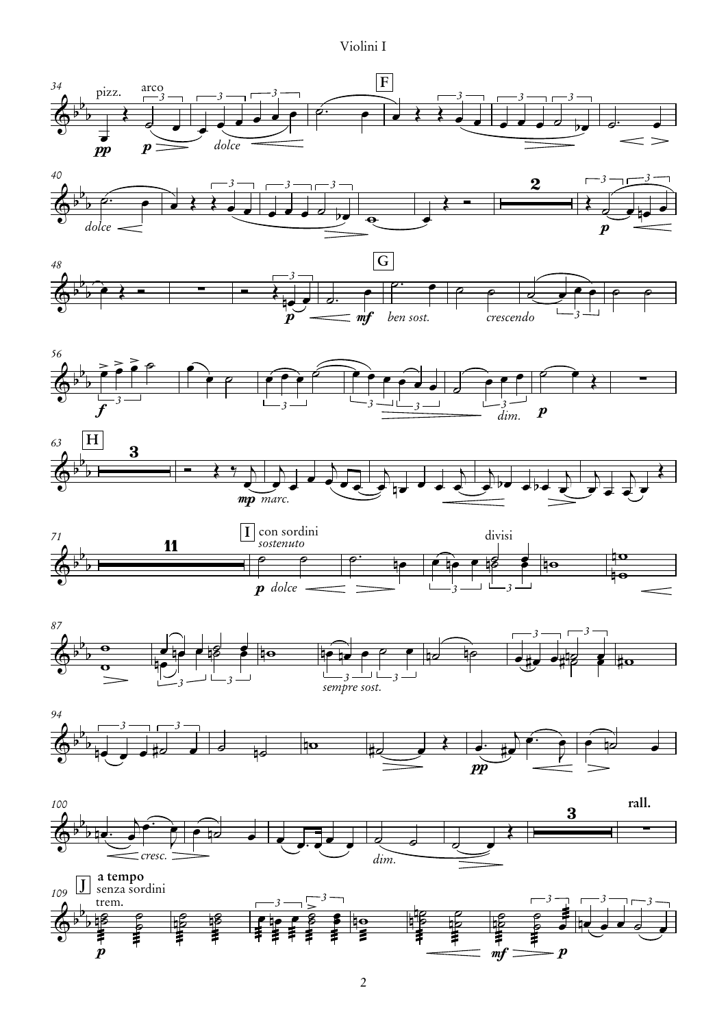Violini I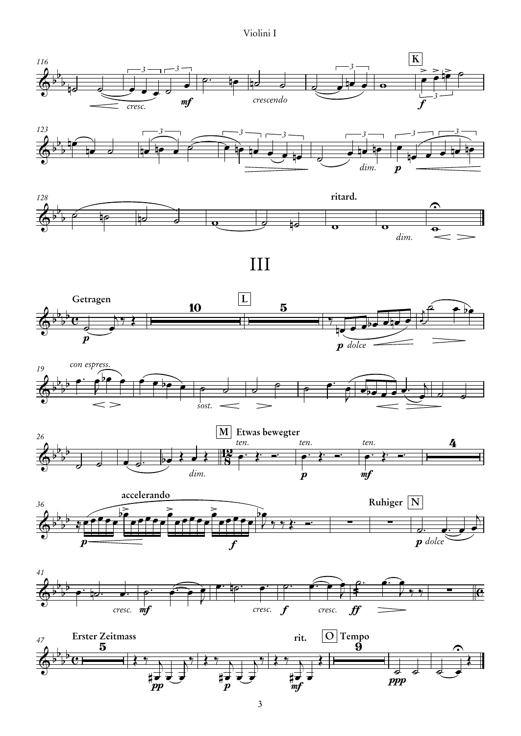# III